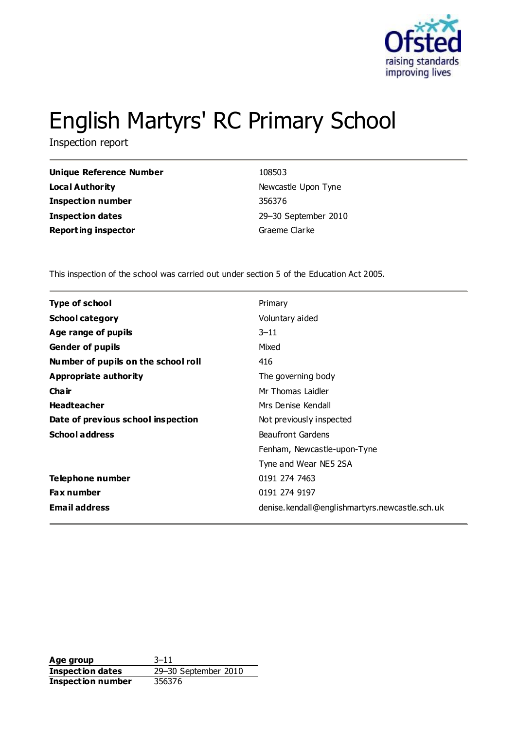# English Martyrs' RC Primary School

Inspection report

| | |
|---|---|
| **Unique Reference Number** | 108503 |
| **Local Authority** | Newcastle Upon Tyne |
| **Inspection number** | 356376 |
| **Inspection dates** | 29–30 September 2010 |
| **Reporting inspector** | Graeme Clarke |

This inspection of the school was carried out under section 5 of the Education Act 2005.

| | |
|---|---|
| **Type of school** | Primary |
| **School category** | Voluntary aided |
| **Age range of pupils** | 3–11 |
| **Gender of pupils** | Mixed |
| **Number of pupils on the school roll** | 416 |
| **Appropriate authority** | The governing body |
| **Chair** | Mr Thomas Laidler |
| **Headteacher** | Mrs Denise Kendall |
| **Date of previous school inspection** | Not previously inspected |
| **School address** | Beaufront Gardens<br>Fenham, Newcastle-upon-Tyne<br>Tyne and Wear NE5 2SA |
| **Telephone number** | 0191 274 7463 |
| **Fax number** | 0191 274 9197 |
| **Email address** | denise.kendall@englishmartyrs.newcastle.sch.uk |

| | |
|---|---|
| **Age group** | 3–11 |
| **Inspection dates** | 29–30 September 2010 |
| **Inspection number** | 356376 |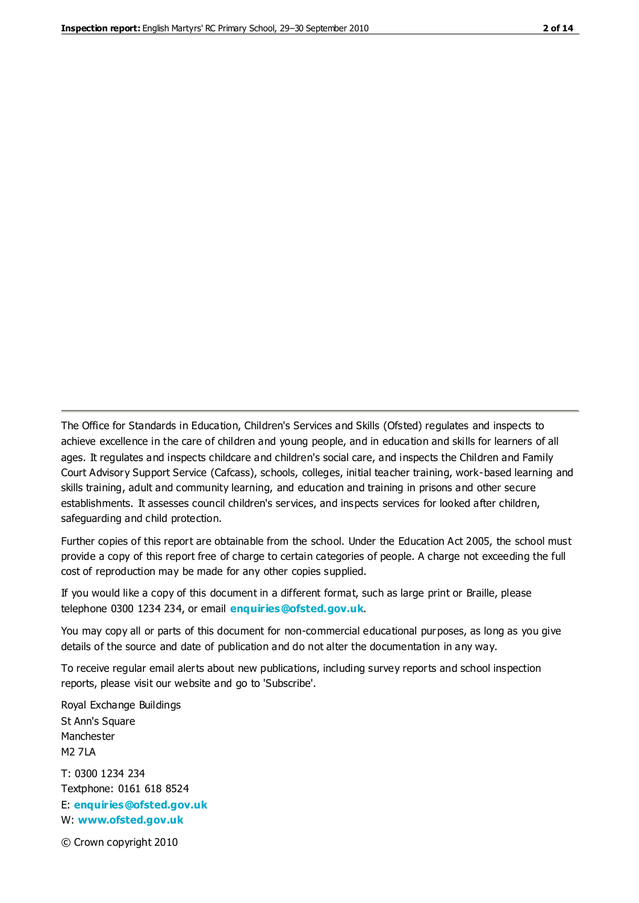The Office for Standards in Education, Children's Services and Skills (Ofsted) regulates and inspects to achieve excellence in the care of children and young people, and in education and skills for learners of all ages. It regulates and inspects childcare and children's social care, and inspects the Children and Family Court Advisory Support Service (Cafcass), schools, colleges, initial teacher training, work-based learning and skills training, adult and community learning, and education and training in prisons and other secure establishments. It assesses council children's services, and inspects services for looked after children, safeguarding and child protection.

Further copies of this report are obtainable from the school. Under the Education Act 2005, the school must provide a copy of this report free of charge to certain categories of people. A charge not exceeding the full cost of reproduction may be made for any other copies supplied.

If you would like a copy of this document in a different format, such as large print or Braille, please telephone 0300 1234 234, or email **enquiries@ofsted.gov.uk**.

You may copy all or parts of this document for non-commercial educational purposes, as long as you give details of the source and date of publication and do not alter the documentation in any way.

To receive regular email alerts about new publications, including survey reports and school inspection reports, please visit our website and go to 'Subscribe'.

Royal Exchange Buildings
St Ann's Square
Manchester
M2 7LA

T: 0300 1234 234
Textphone: 0161 618 8524
E: **enquiries@ofsted.gov.uk**
W: **www.ofsted.gov.uk**

© Crown copyright 2010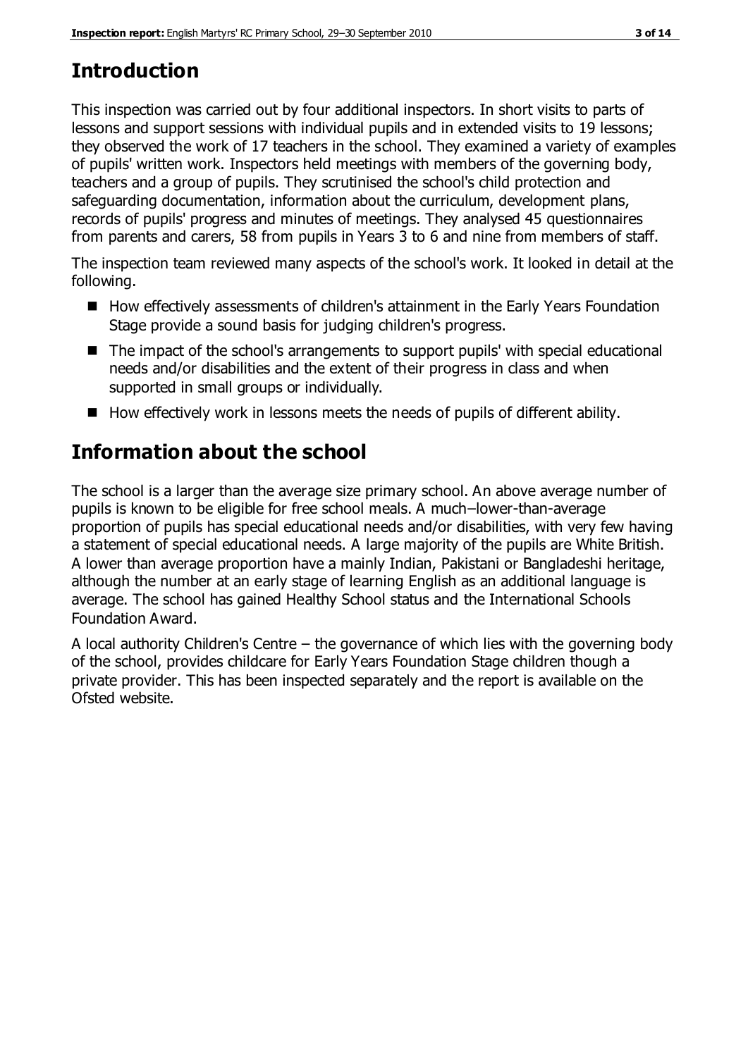# Introduction

This inspection was carried out by four additional inspectors. In short visits to parts of lessons and support sessions with individual pupils and in extended visits to 19 lessons; they observed the work of 17 teachers in the school. They examined a variety of examples of pupils' written work. Inspectors held meetings with members of the governing body, teachers and a group of pupils. They scrutinised the school's child protection and safeguarding documentation, information about the curriculum, development plans, records of pupils' progress and minutes of meetings. They analysed 45 questionnaires from parents and carers, 58 from pupils in Years 3 to 6 and nine from members of staff.

The inspection team reviewed many aspects of the school's work. It looked in detail at the following.

- How effectively assessments of children's attainment in the Early Years Foundation Stage provide a sound basis for judging children's progress.
- The impact of the school's arrangements to support pupils' with special educational needs and/or disabilities and the extent of their progress in class and when supported in small groups or individually.
- How effectively work in lessons meets the needs of pupils of different ability.

# Information about the school

The school is a larger than the average size primary school. An above average number of pupils is known to be eligible for free school meals. A much–lower-than-average proportion of pupils has special educational needs and/or disabilities, with very few having a statement of special educational needs. A large majority of the pupils are White British. A lower than average proportion have a mainly Indian, Pakistani or Bangladeshi heritage, although the number at an early stage of learning English as an additional language is average. The school has gained Healthy School status and the International Schools Foundation Award.

A local authority Children's Centre – the governance of which lies with the governing body of the school, provides childcare for Early Years Foundation Stage children though a private provider. This has been inspected separately and the report is available on the Ofsted website.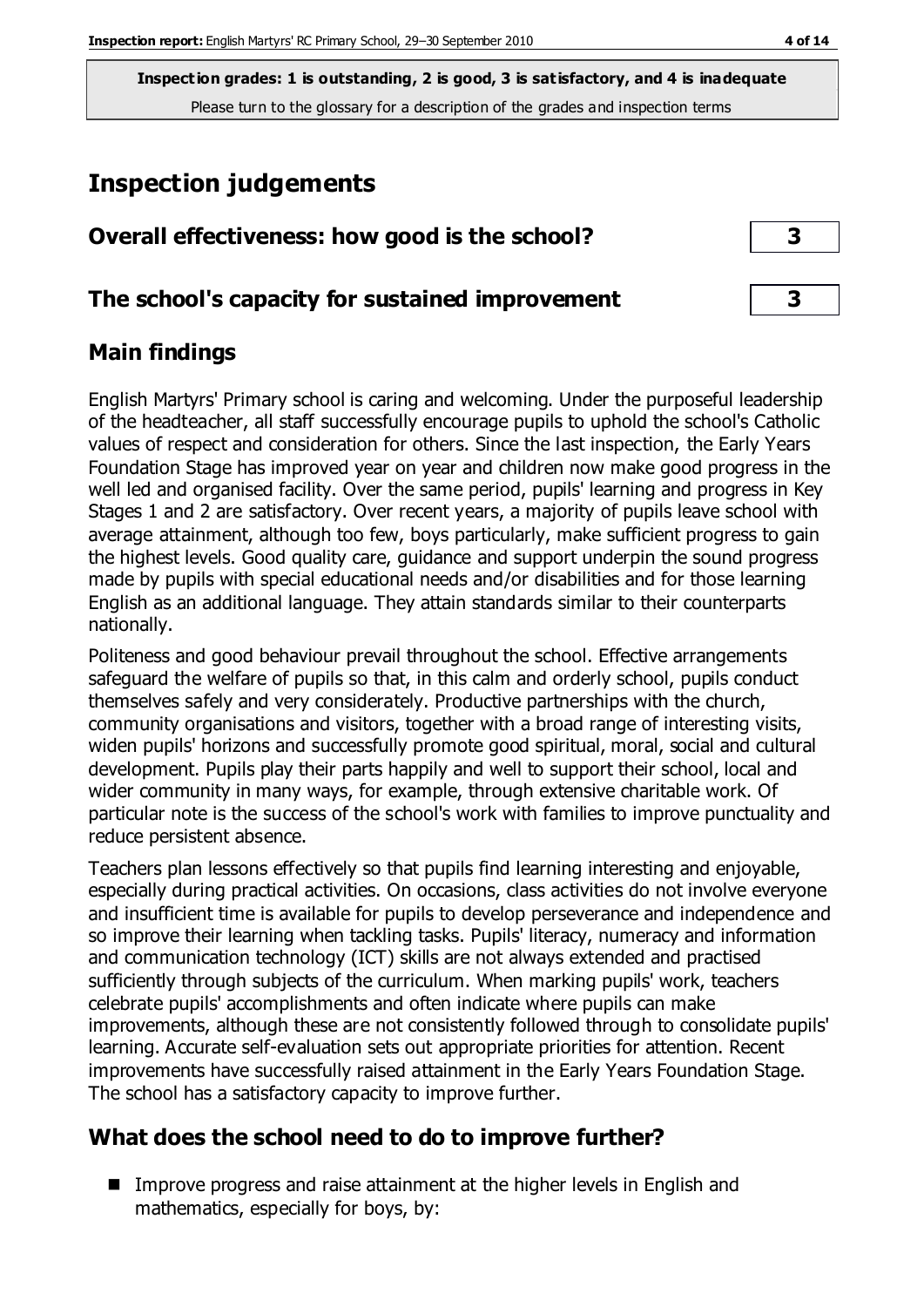**Inspection grades: 1 is outstanding, 2 is good, 3 is satisfactory, and 4 is inadequate**
Please turn to the glossary for a description of the grades and inspection terms

# Inspection judgements

| Overall effectiveness: how good is the school? | 3 |
| --- | --- |
| **The school's capacity for sustained improvement** | **3** |

## Main findings

English Martyrs' Primary school is caring and welcoming. Under the purposeful leadership of the headteacher, all staff successfully encourage pupils to uphold the school's Catholic values of respect and consideration for others. Since the last inspection, the Early Years Foundation Stage has improved year on year and children now make good progress in the well led and organised facility. Over the same period, pupils' learning and progress in Key Stages 1 and 2 are satisfactory. Over recent years, a majority of pupils leave school with average attainment, although too few, boys particularly, make sufficient progress to gain the highest levels. Good quality care, guidance and support underpin the sound progress made by pupils with special educational needs and/or disabilities and for those learning English as an additional language. They attain standards similar to their counterparts nationally.

Politeness and good behaviour prevail throughout the school. Effective arrangements safeguard the welfare of pupils so that, in this calm and orderly school, pupils conduct themselves safely and very considerately. Productive partnerships with the church, community organisations and visitors, together with a broad range of interesting visits, widen pupils' horizons and successfully promote good spiritual, moral, social and cultural development. Pupils play their parts happily and well to support their school, local and wider community in many ways, for example, through extensive charitable work. Of particular note is the success of the school's work with families to improve punctuality and reduce persistent absence.

Teachers plan lessons effectively so that pupils find learning interesting and enjoyable, especially during practical activities. On occasions, class activities do not involve everyone and insufficient time is available for pupils to develop perseverance and independence and so improve their learning when tackling tasks. Pupils' literacy, numeracy and information and communication technology (ICT) skills are not always extended and practised sufficiently through subjects of the curriculum. When marking pupils' work, teachers celebrate pupils' accomplishments and often indicate where pupils can make improvements, although these are not consistently followed through to consolidate pupils' learning. Accurate self-evaluation sets out appropriate priorities for attention. Recent improvements have successfully raised attainment in the Early Years Foundation Stage. The school has a satisfactory capacity to improve further.

## What does the school need to do to improve further?

- Improve progress and raise attainment at the higher levels in English and mathematics, especially for boys, by: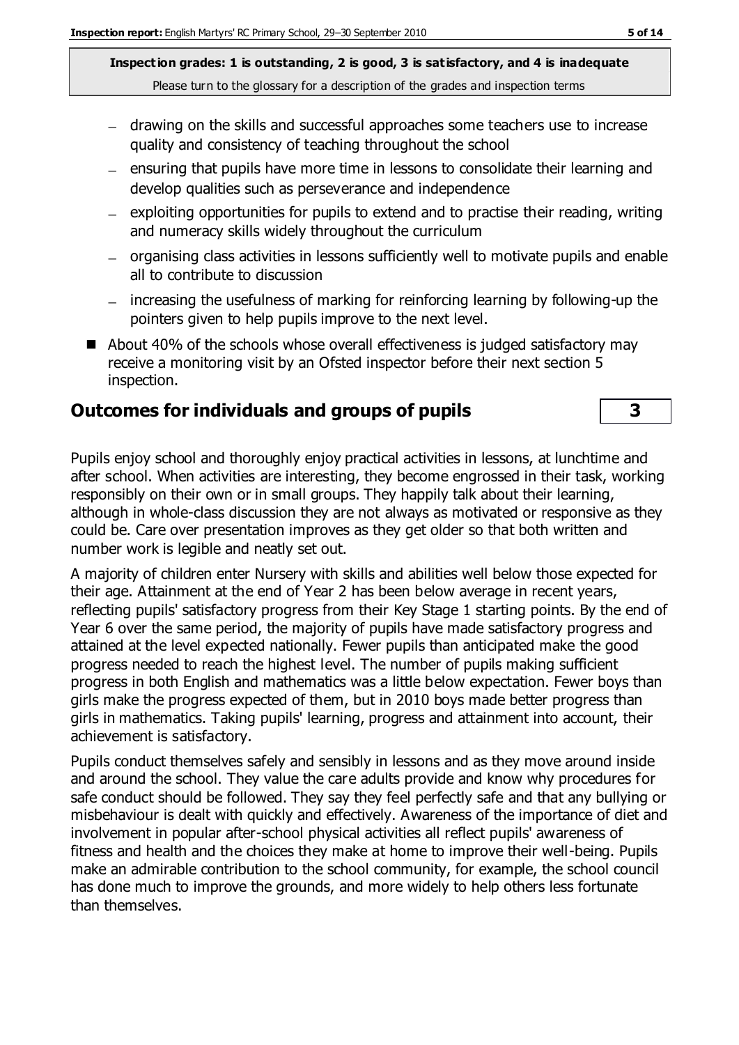- drawing on the skills and successful approaches some teachers use to increase quality and consistency of teaching throughout the school
- ensuring that pupils have more time in lessons to consolidate their learning and develop qualities such as perseverance and independence
- exploiting opportunities for pupils to extend and to practise their reading, writing and numeracy skills widely throughout the curriculum
- organising class activities in lessons sufficiently well to motivate pupils and enable all to contribute to discussion
- increasing the usefulness of marking for reinforcing learning by following-up the pointers given to help pupils improve to the next level.

- About 40% of the schools whose overall effectiveness is judged satisfactory may receive a monitoring visit by an Ofsted inspector before their next section 5 inspection.

## Outcomes for individuals and groups of pupils | 3

Pupils enjoy school and thoroughly enjoy practical activities in lessons, at lunchtime and after school. When activities are interesting, they become engrossed in their task, working responsibly on their own or in small groups. They happily talk about their learning, although in whole-class discussion they are not always as motivated or responsive as they could be. Care over presentation improves as they get older so that both written and number work is legible and neatly set out.

A majority of children enter Nursery with skills and abilities well below those expected for their age. Attainment at the end of Year 2 has been below average in recent years, reflecting pupils' satisfactory progress from their Key Stage 1 starting points. By the end of Year 6 over the same period, the majority of pupils have made satisfactory progress and attained at the level expected nationally. Fewer pupils than anticipated make the good progress needed to reach the highest level. The number of pupils making sufficient progress in both English and mathematics was a little below expectation. Fewer boys than girls make the progress expected of them, but in 2010 boys made better progress than girls in mathematics. Taking pupils' learning, progress and attainment into account, their achievement is satisfactory.

Pupils conduct themselves safely and sensibly in lessons and as they move around inside and around the school. They value the care adults provide and know why procedures for safe conduct should be followed. They say they feel perfectly safe and that any bullying or misbehaviour is dealt with quickly and effectively. Awareness of the importance of diet and involvement in popular after-school physical activities all reflect pupils' awareness of fitness and health and the choices they make at home to improve their well-being. Pupils make an admirable contribution to the school community, for example, the school council has done much to improve the grounds, and more widely to help others less fortunate than themselves.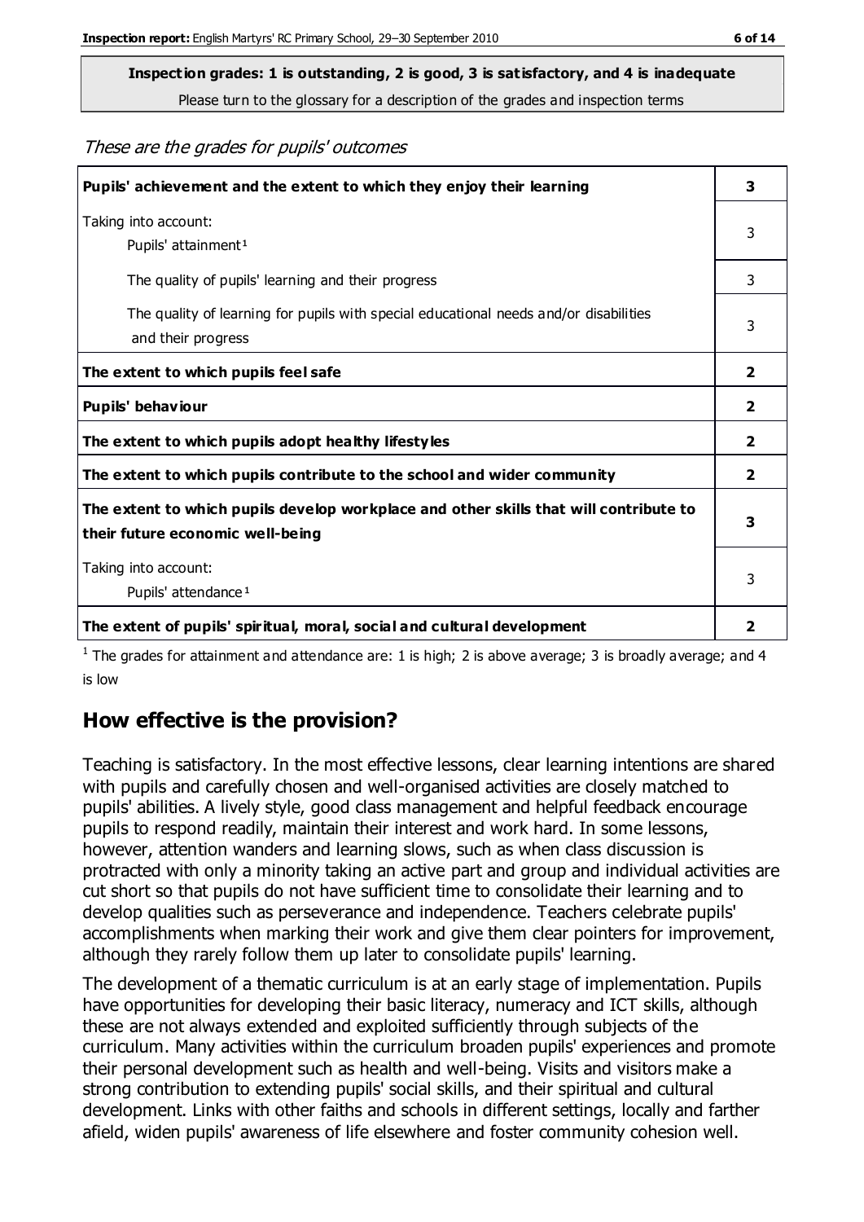**Inspection grades: 1 is outstanding, 2 is good, 3 is satisfactory, and 4 is inadequate**
Please turn to the glossary for a description of the grades and inspection terms

*These are the grades for pupils' outcomes*

| | |
|---|---|
| **Pupils' achievement and the extent to which they enjoy their learning** | **3** |
| Taking into account:<br>Pupils' attainment[1] | 3 |
| The quality of pupils' learning and their progress | 3 |
| The quality of learning for pupils with special educational needs and/or disabilities and their progress | 3 |
| **The extent to which pupils feel safe** | **2** |
| **Pupils' behaviour** | **2** |
| **The extent to which pupils adopt healthy lifestyles** | **2** |
| **The extent to which pupils contribute to the school and wider community** | **2** |
| **The extent to which pupils develop workplace and other skills that will contribute to their future economic well-being** | **3** |
| Taking into account:<br>Pupils' attendance[1] | 3 |
| **The extent of pupils' spiritual, moral, social and cultural development** | **2** |

[1] The grades for attainment and attendance are: 1 is high; 2 is above average; 3 is broadly average; and 4 is low

## How effective is the provision?

Teaching is satisfactory. In the most effective lessons, clear learning intentions are shared with pupils and carefully chosen and well-organised activities are closely matched to pupils' abilities. A lively style, good class management and helpful feedback encourage pupils to respond readily, maintain their interest and work hard. In some lessons, however, attention wanders and learning slows, such as when class discussion is protracted with only a minority taking an active part and group and individual activities are cut short so that pupils do not have sufficient time to consolidate their learning and to develop qualities such as perseverance and independence. Teachers celebrate pupils' accomplishments when marking their work and give them clear pointers for improvement, although they rarely follow them up later to consolidate pupils' learning.

The development of a thematic curriculum is at an early stage of implementation. Pupils have opportunities for developing their basic literacy, numeracy and ICT skills, although these are not always extended and exploited sufficiently through subjects of the curriculum. Many activities within the curriculum broaden pupils' experiences and promote their personal development such as health and well-being. Visits and visitors make a strong contribution to extending pupils' social skills, and their spiritual and cultural development. Links with other faiths and schools in different settings, locally and farther afield, widen pupils' awareness of life elsewhere and foster community cohesion well.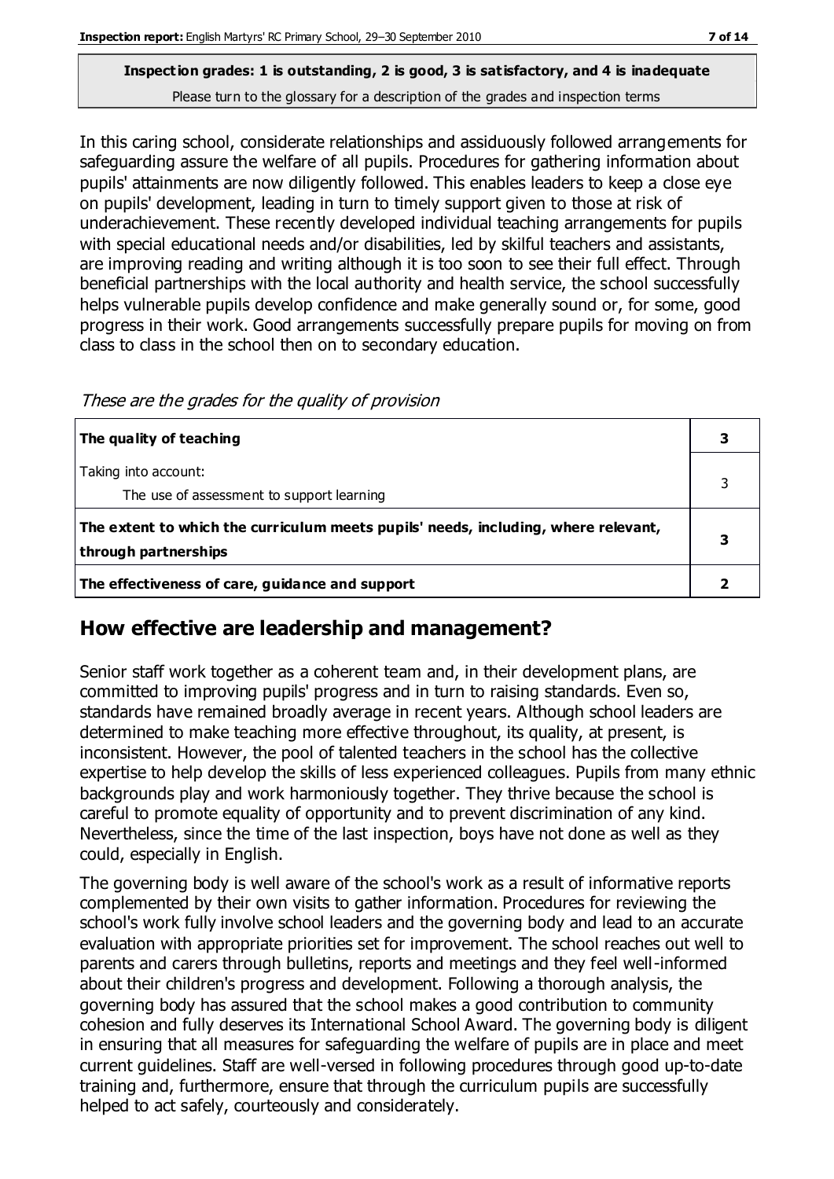**Inspection grades: 1 is outstanding, 2 is good, 3 is satisfactory, and 4 is inadequate**

Please turn to the glossary for a description of the grades and inspection terms

In this caring school, considerate relationships and assiduously followed arrangements for safeguarding assure the welfare of all pupils. Procedures for gathering information about pupils' attainments are now diligently followed. This enables leaders to keep a close eye on pupils' development, leading in turn to timely support given to those at risk of underachievement. These recently developed individual teaching arrangements for pupils with special educational needs and/or disabilities, led by skilful teachers and assistants, are improving reading and writing although it is too soon to see their full effect. Through beneficial partnerships with the local authority and health service, the school successfully helps vulnerable pupils develop confidence and make generally sound or, for some, good progress in their work. Good arrangements successfully prepare pupils for moving on from class to class in the school then on to secondary education.

*These are the grades for the quality of provision*

| | |
|---|---|
| **The quality of teaching** | **3** |
| Taking into account: The use of assessment to support learning | 3 |
| **The extent to which the curriculum meets pupils' needs, including, where relevant, through partnerships** | **3** |
| **The effectiveness of care, guidance and support** | **2** |

## How effective are leadership and management?

Senior staff work together as a coherent team and, in their development plans, are committed to improving pupils' progress and in turn to raising standards. Even so, standards have remained broadly average in recent years. Although school leaders are determined to make teaching more effective throughout, its quality, at present, is inconsistent. However, the pool of talented teachers in the school has the collective expertise to help develop the skills of less experienced colleagues. Pupils from many ethnic backgrounds play and work harmoniously together. They thrive because the school is careful to promote equality of opportunity and to prevent discrimination of any kind. Nevertheless, since the time of the last inspection, boys have not done as well as they could, especially in English.

The governing body is well aware of the school's work as a result of informative reports complemented by their own visits to gather information. Procedures for reviewing the school's work fully involve school leaders and the governing body and lead to an accurate evaluation with appropriate priorities set for improvement. The school reaches out well to parents and carers through bulletins, reports and meetings and they feel well-informed about their children's progress and development. Following a thorough analysis, the governing body has assured that the school makes a good contribution to community cohesion and fully deserves its International School Award. The governing body is diligent in ensuring that all measures for safeguarding the welfare of pupils are in place and meet current guidelines. Staff are well-versed in following procedures through good up-to-date training and, furthermore, ensure that through the curriculum pupils are successfully helped to act safely, courteously and considerately.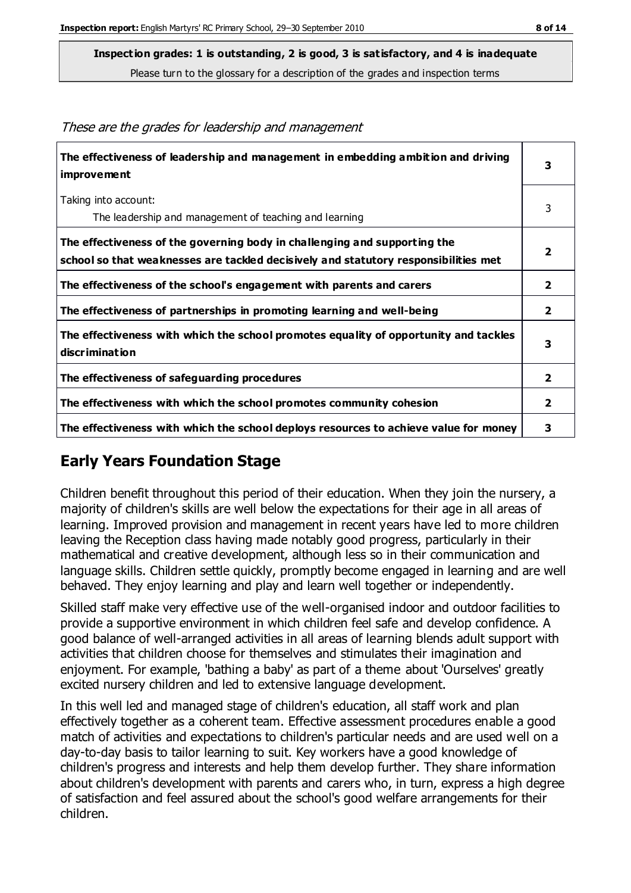**Inspection grades: 1 is outstanding, 2 is good, 3 is satisfactory, and 4 is inadequate**
Please turn to the glossary for a description of the grades and inspection terms

*These are the grades for leadership and management*

| | |
|---|---|
| **The effectiveness of leadership and management in embedding ambition and driving improvement** | **3** |
| Taking into account:<br>The leadership and management of teaching and learning | 3 |
| **The effectiveness of the governing body in challenging and supporting the school so that weaknesses are tackled decisively and statutory responsibilities met** | **2** |
| **The effectiveness of the school's engagement with parents and carers** | **2** |
| **The effectiveness of partnerships in promoting learning and well-being** | **2** |
| **The effectiveness with which the school promotes equality of opportunity and tackles discrimination** | **3** |
| **The effectiveness of safeguarding procedures** | **2** |
| **The effectiveness with which the school promotes community cohesion** | **2** |
| **The effectiveness with which the school deploys resources to achieve value for money** | **3** |

## Early Years Foundation Stage

Children benefit throughout this period of their education. When they join the nursery, a majority of children's skills are well below the expectations for their age in all areas of learning. Improved provision and management in recent years have led to more children leaving the Reception class having made notably good progress, particularly in their mathematical and creative development, although less so in their communication and language skills. Children settle quickly, promptly become engaged in learning and are well behaved. They enjoy learning and play and learn well together or independently.

Skilled staff make very effective use of the well-organised indoor and outdoor facilities to provide a supportive environment in which children feel safe and develop confidence. A good balance of well-arranged activities in all areas of learning blends adult support with activities that children choose for themselves and stimulates their imagination and enjoyment. For example, 'bathing a baby' as part of a theme about 'Ourselves' greatly excited nursery children and led to extensive language development.

In this well led and managed stage of children's education, all staff work and plan effectively together as a coherent team. Effective assessment procedures enable a good match of activities and expectations to children's particular needs and are used well on a day-to-day basis to tailor learning to suit. Key workers have a good knowledge of children's progress and interests and help them develop further. They share information about children's development with parents and carers who, in turn, express a high degree of satisfaction and feel assured about the school's good welfare arrangements for their children.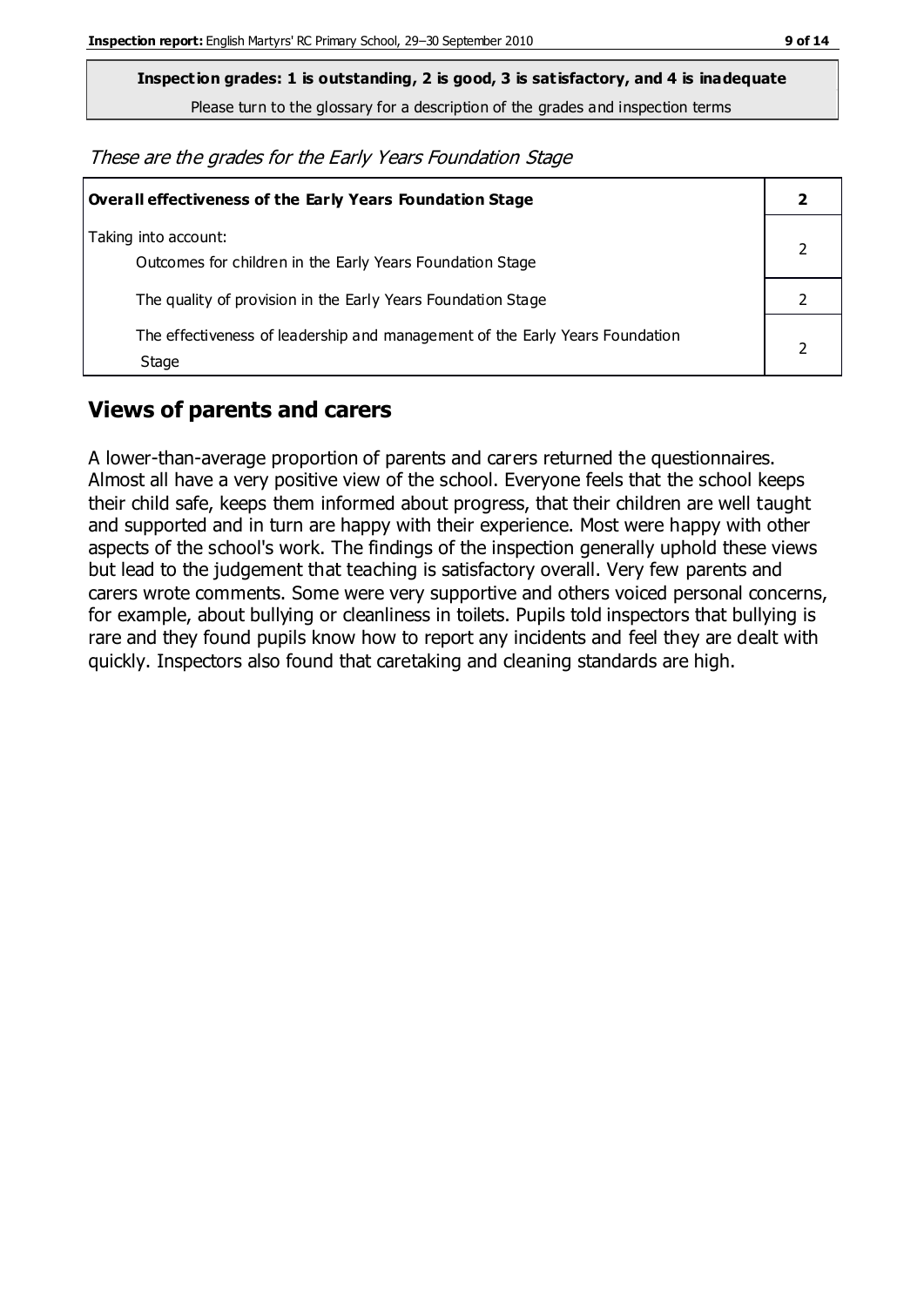**Inspection grades: 1 is outstanding, 2 is good, 3 is satisfactory, and 4 is inadequate**

Please turn to the glossary for a description of the grades and inspection terms

*These are the grades for the Early Years Foundation Stage*

| **Overall effectiveness of the Early Years Foundation Stage** | **2** |
|---|---|
| Taking into account:<br>Outcomes for children in the Early Years Foundation Stage | 2 |
| The quality of provision in the Early Years Foundation Stage | 2 |
| The effectiveness of leadership and management of the Early Years Foundation Stage | 2 |

## Views of parents and carers

A lower-than-average proportion of parents and carers returned the questionnaires. Almost all have a very positive view of the school. Everyone feels that the school keeps their child safe, keeps them informed about progress, that their children are well taught and supported and in turn are happy with their experience. Most were happy with other aspects of the school's work. The findings of the inspection generally uphold these views but lead to the judgement that teaching is satisfactory overall. Very few parents and carers wrote comments. Some were very supportive and others voiced personal concerns, for example, about bullying or cleanliness in toilets. Pupils told inspectors that bullying is rare and they found pupils know how to report any incidents and feel they are dealt with quickly. Inspectors also found that caretaking and cleaning standards are high.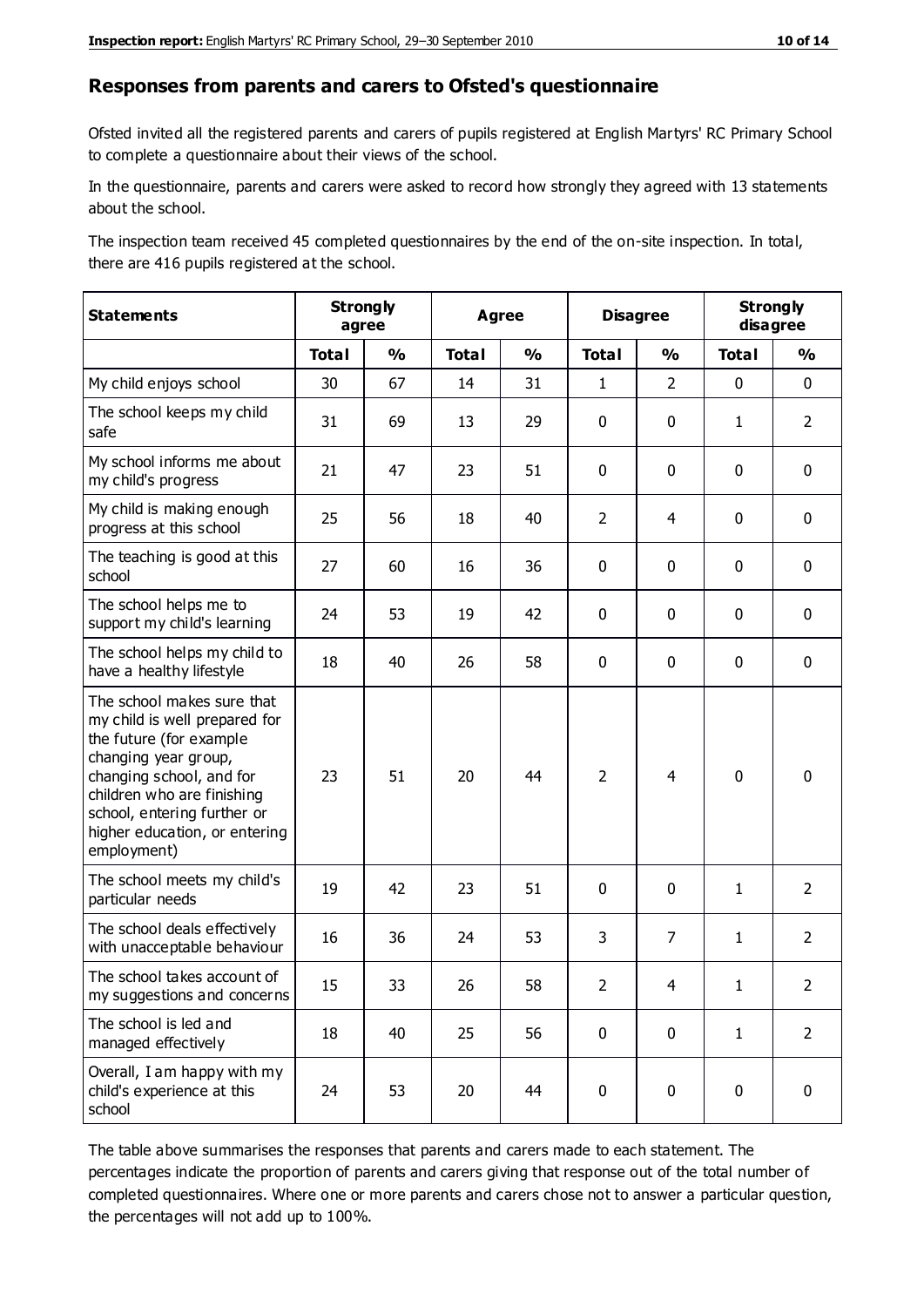## Responses from parents and carers to Ofsted's questionnaire

Ofsted invited all the registered parents and carers of pupils registered at English Martyrs' RC Primary School to complete a questionnaire about their views of the school.

In the questionnaire, parents and carers were asked to record how strongly they agreed with 13 statements about the school.

The inspection team received 45 completed questionnaires by the end of the on-site inspection. In total, there are 416 pupils registered at the school.

| Statements | Strongly agree | | Agree | | Disagree | | Strongly disagree | |
|---|---|---|---|---|---|---|---|---|
| | Total | % | Total | % | Total | % | Total | % |
| My child enjoys school | 30 | 67 | 14 | 31 | 1 | 2 | 0 | 0 |
| The school keeps my child safe | 31 | 69 | 13 | 29 | 0 | 0 | 1 | 2 |
| My school informs me about my child's progress | 21 | 47 | 23 | 51 | 0 | 0 | 0 | 0 |
| My child is making enough progress at this school | 25 | 56 | 18 | 40 | 2 | 4 | 0 | 0 |
| The teaching is good at this school | 27 | 60 | 16 | 36 | 0 | 0 | 0 | 0 |
| The school helps me to support my child's learning | 24 | 53 | 19 | 42 | 0 | 0 | 0 | 0 |
| The school helps my child to have a healthy lifestyle | 18 | 40 | 26 | 58 | 0 | 0 | 0 | 0 |
| The school makes sure that my child is well prepared for the future (for example changing year group, changing school, and for children who are finishing school, entering further or higher education, or entering employment) | 23 | 51 | 20 | 44 | 2 | 4 | 0 | 0 |
| The school meets my child's particular needs | 19 | 42 | 23 | 51 | 0 | 0 | 1 | 2 |
| The school deals effectively with unacceptable behaviour | 16 | 36 | 24 | 53 | 3 | 7 | 1 | 2 |
| The school takes account of my suggestions and concerns | 15 | 33 | 26 | 58 | 2 | 4 | 1 | 2 |
| The school is led and managed effectively | 18 | 40 | 25 | 56 | 0 | 0 | 1 | 2 |
| Overall, I am happy with my child's experience at this school | 24 | 53 | 20 | 44 | 0 | 0 | 0 | 0 |

The table above summarises the responses that parents and carers made to each statement. The percentages indicate the proportion of parents and carers giving that response out of the total number of completed questionnaires. Where one or more parents and carers chose not to answer a particular question, the percentages will not add up to 100%.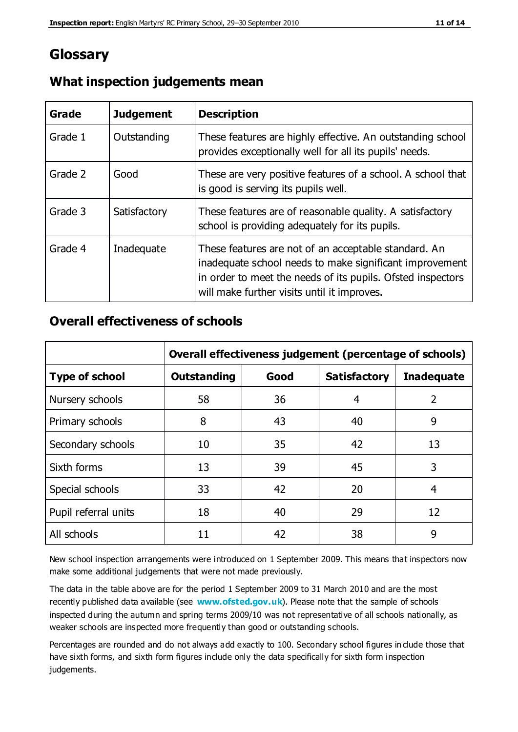# Glossary

## What inspection judgements mean

| Grade | Judgement | Description |
|---|---|---|
| Grade 1 | Outstanding | These features are highly effective. An outstanding school provides exceptionally well for all its pupils' needs. |
| Grade 2 | Good | These are very positive features of a school. A school that is good is serving its pupils well. |
| Grade 3 | Satisfactory | These features are of reasonable quality. A satisfactory school is providing adequately for its pupils. |
| Grade 4 | Inadequate | These features are not of an acceptable standard. An inadequate school needs to make significant improvement in order to meet the needs of its pupils. Ofsted inspectors will make further visits until it improves. |

## Overall effectiveness of schools

| | **Overall effectiveness judgement (percentage of schools)** | | | |
|---|---|---|---|---|
| **Type of school** | **Outstanding** | **Good** | **Satisfactory** | **Inadequate** |
| Nursery schools | 58 | 36 | 4 | 2 |
| Primary schools | 8 | 43 | 40 | 9 |
| Secondary schools | 10 | 35 | 42 | 13 |
| Sixth forms | 13 | 39 | 45 | 3 |
| Special schools | 33 | 42 | 20 | 4 |
| Pupil referral units | 18 | 40 | 29 | 12 |
| All schools | 11 | 42 | 38 | 9 |

New school inspection arrangements were introduced on 1 September 2009. This means that inspectors now make some additional judgements that were not made previously.

The data in the table above are for the period 1 September 2009 to 31 March 2010 and are the most recently published data available (see **www.ofsted.gov.uk**). Please note that the sample of schools inspected during the autumn and spring terms 2009/10 was not representative of all schools nationally, as weaker schools are inspected more frequently than good or outstanding schools.

Percentages are rounded and do not always add exactly to 100. Secondary school figures include those that have sixth forms, and sixth form figures include only the data specifically for sixth form inspection judgements.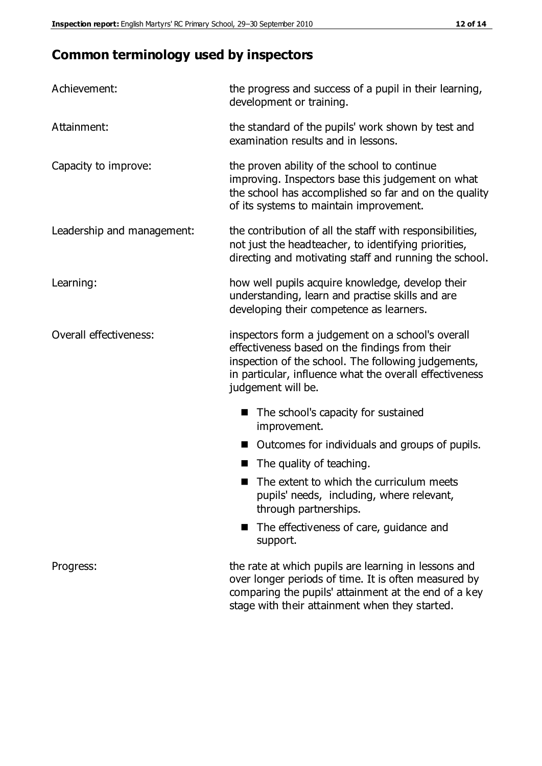## Common terminology used by inspectors

**Achievement:** the progress and success of a pupil in their learning, development or training.

**Attainment:** the standard of the pupils' work shown by test and examination results and in lessons.

**Capacity to improve:** the proven ability of the school to continue improving. Inspectors base this judgement on what the school has accomplished so far and on the quality of its systems to maintain improvement.

**Leadership and management:** the contribution of all the staff with responsibilities, not just the headteacher, to identifying priorities, directing and motivating staff and running the school.

**Learning:** how well pupils acquire knowledge, develop their understanding, learn and practise skills and are developing their competence as learners.

**Overall effectiveness:** inspectors form a judgement on a school's overall effectiveness based on the findings from their inspection of the school. The following judgements, in particular, influence what the overall effectiveness judgement will be.

- The school's capacity for sustained improvement.
- Outcomes for individuals and groups of pupils.
- The quality of teaching.
- The extent to which the curriculum meets pupils' needs, including, where relevant, through partnerships.
- The effectiveness of care, guidance and support.

**Progress:** the rate at which pupils are learning in lessons and over longer periods of time. It is often measured by comparing the pupils' attainment at the end of a key stage with their attainment when they started.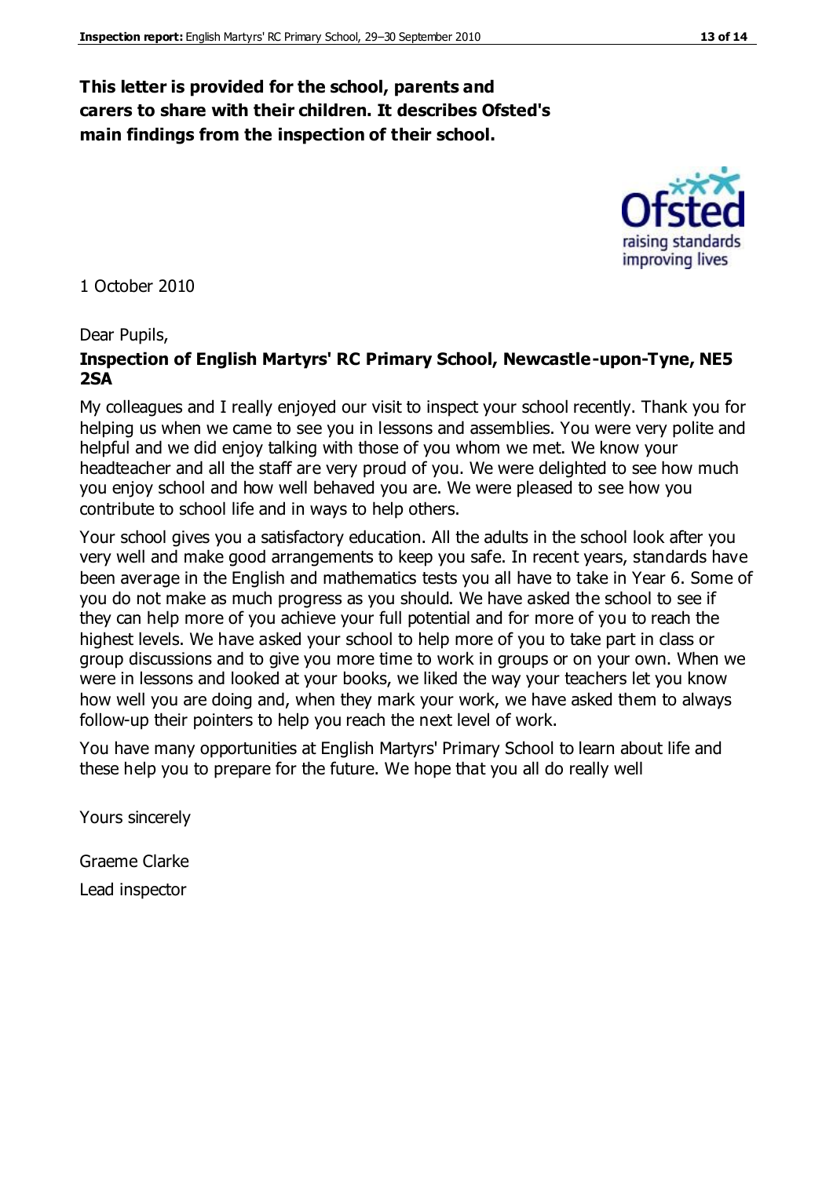**This letter is provided for the school, parents and carers to share with their children. It describes Ofsted's main findings from the inspection of their school.**

1 October 2010

Dear Pupils,

**Inspection of English Martyrs' RC Primary School, Newcastle-upon-Tyne, NE5 2SA**

My colleagues and I really enjoyed our visit to inspect your school recently. Thank you for helping us when we came to see you in lessons and assemblies. You were very polite and helpful and we did enjoy talking with those of you whom we met. We know your headteacher and all the staff are very proud of you. We were delighted to see how much you enjoy school and how well behaved you are. We were pleased to see how you contribute to school life and in ways to help others.

Your school gives you a satisfactory education. All the adults in the school look after you very well and make good arrangements to keep you safe. In recent years, standards have been average in the English and mathematics tests you all have to take in Year 6. Some of you do not make as much progress as you should. We have asked the school to see if they can help more of you achieve your full potential and for more of you to reach the highest levels. We have asked your school to help more of you to take part in class or group discussions and to give you more time to work in groups or on your own. When we were in lessons and looked at your books, we liked the way your teachers let you know how well you are doing and, when they mark your work, we have asked them to always follow-up their pointers to help you reach the next level of work.

You have many opportunities at English Martyrs' Primary School to learn about life and these help you to prepare for the future. We hope that you all do really well

Yours sincerely

Graeme Clarke

Lead inspector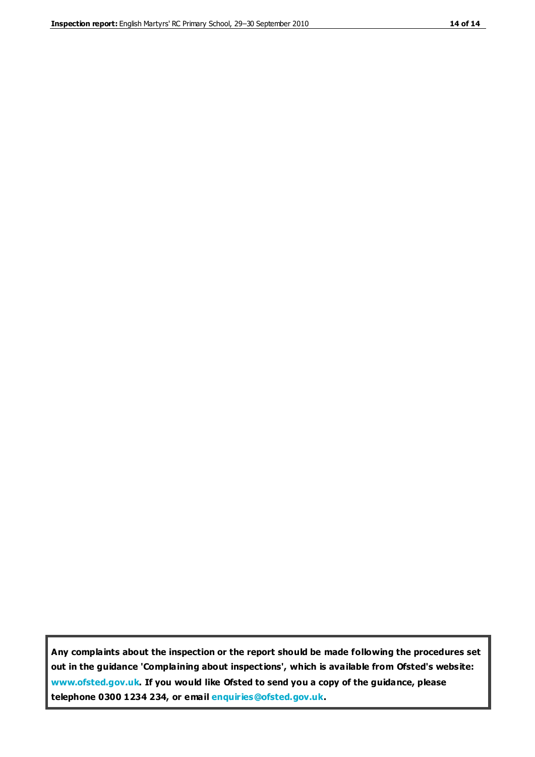**Any complaints about the inspection or the report should be made following the procedures set out in the guidance 'Complaining about inspections', which is available from Ofsted's website: www.ofsted.gov.uk. If you would like Ofsted to send you a copy of the guidance, please telephone 0300 1234 234, or email enquiries@ofsted.gov.uk.**